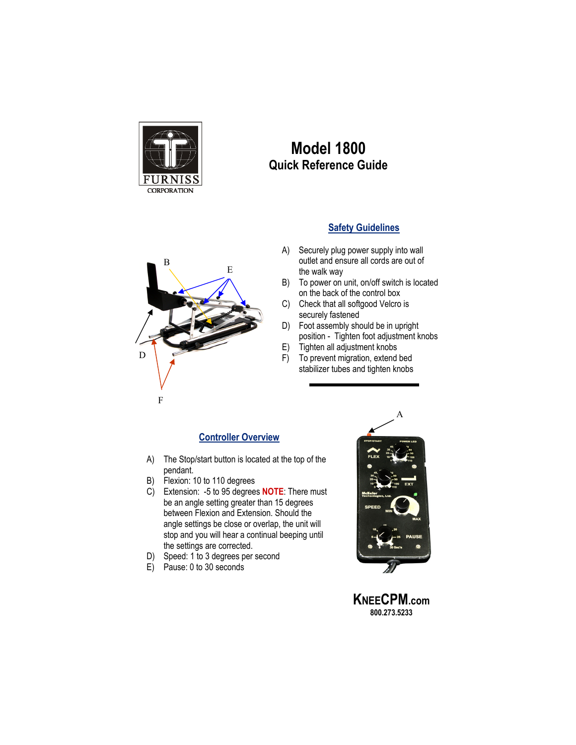FURNISS CORPORATION

# Model 1800
## Quick Reference Guide

### Safety Guidelines

A) Securely plug power supply into wall outlet and ensure all cords are out of the walk way
B) To power on unit, on/off switch is located on the back of the control box
C) Check that all softgood Velcro is securely fastened
D) Foot assembly should be in upright position - Tighten foot adjustment knobs
E) Tighten all adjustment knobs
F) To prevent migration, extend bed stabilizer tubes and tighten knobs

### Controller Overview

A) The Stop/start button is located at the top of the pendant.
B) Flexion: 10 to 110 degrees
C) Extension: -5 to 95 degrees **NOTE**: There must be an angle setting greater than 15 degrees between Flexion and Extension. Should the angle settings be close or overlap, the unit will stop and you will hear a continual beeping until the settings are corrected.
D) Speed: 1 to 3 degrees per second
E) Pause: 0 to 30 seconds

**KNEECPM.com**
**800.273.5233**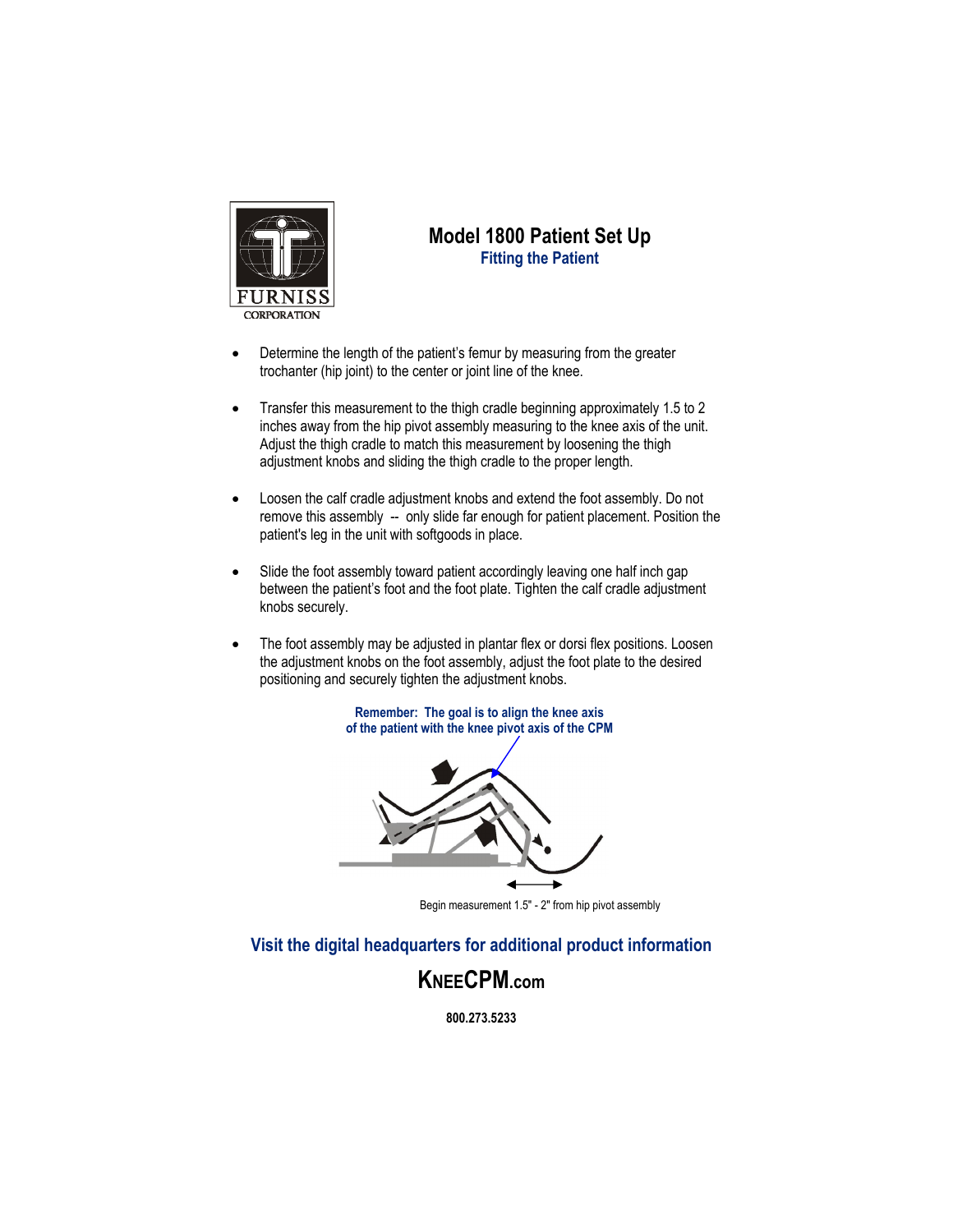FURNISS
CORPORATION

# Model 1800 Patient Set Up

## Fitting the Patient

- Determine the length of the patient's femur by measuring from the greater trochanter (hip joint) to the center or joint line of the knee.
- Transfer this measurement to the thigh cradle beginning approximately 1.5 to 2 inches away from the hip pivot assembly measuring to the knee axis of the unit. Adjust the thigh cradle to match this measurement by loosening the thigh adjustment knobs and sliding the thigh cradle to the proper length.
- Loosen the calf cradle adjustment knobs and extend the foot assembly. Do not remove this assembly -- only slide far enough for patient placement. Position the patient's leg in the unit with softgoods in place.
- Slide the foot assembly toward patient accordingly leaving one half inch gap between the patient's foot and the foot plate. Tighten the calf cradle adjustment knobs securely.
- The foot assembly may be adjusted in plantar flex or dorsi flex positions. Loosen the adjustment knobs on the foot assembly, adjust the foot plate to the desired positioning and securely tighten the adjustment knobs.

**Remember: The goal is to align the knee axis of the patient with the knee pivot axis of the CPM**

Begin measurement 1.5" - 2" from hip pivot assembly

**Visit the digital headquarters for additional product information**

**KNEECPM.com**

**800.273.5233**